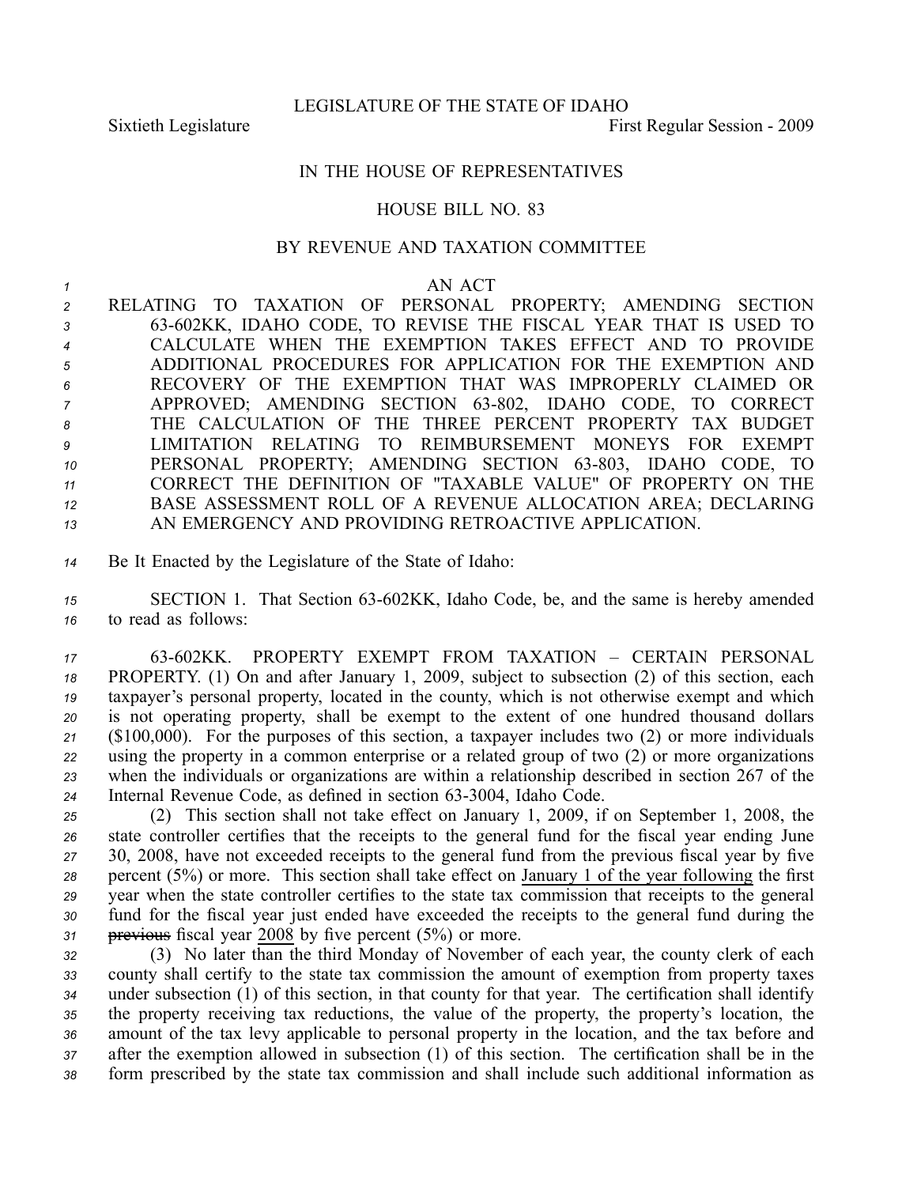LEGISLATURE OF THE STATE OF IDAHO

Sixtieth Legislature First Regular Session - 2009

IN THE HOUSE OF REPRESENTATIVES

HOUSE BILL NO. 83

BY REVENUE AND TAXATION COMMITTEE

AN ACT

RELATING TO TAXATION OF PERSONAL PROPERTY; AMENDING SECTION 63-602KK, IDAHO CODE, TO REVISE THE FISCAL YEAR THAT IS USED TO CALCULATE WHEN THE EXEMPTION TAKES EFFECT AND TO PROVIDE ADDITIONAL PROCEDURES FOR APPLICATION FOR THE EXEMPTION AND RECOVERY OF THE EXEMPTION THAT WAS IMPROPERLY CLAIMED OR APPROVED; AMENDING SECTION 63-802, IDAHO CODE, TO CORRECT THE CALCULATION OF THE THREE PERCENT PROPERTY TAX BUDGET LIMITATION RELATING TO REIMBURSEMENT MONEYS FOR EXEMPT PERSONAL PROPERTY; AMENDING SECTION 63-803, IDAHO CODE, TO CORRECT THE DEFINITION OF "TAXABLE VALUE" OF PROPERTY ON THE BASE ASSESSMENT ROLL OF A REVENUE ALLOCATION AREA; DECLARING AN EMERGENCY AND PROVIDING RETROACTIVE APPLICATION.

Be It Enacted by the Legislature of the State of Idaho:

SECTION 1. That Section 63-602KK, Idaho Code, be, and the same is hereby amended to read as follows:

63-602KK. PROPERTY EXEMPT FROM TAXATION – CERTAIN PERSONAL PROPERTY. (1) On and after January 1, 2009, subject to subsection (2) of this section, each taxpayer's personal property, located in the county, which is not otherwise exempt and which is not operating property, shall be exempt to the extent of one hundred thousand dollars ($100,000). For the purposes of this section, a taxpayer includes two (2) or more individuals using the property in a common enterprise or a related group of two (2) or more organizations when the individuals or organizations are within a relationship described in section 267 of the Internal Revenue Code, as defined in section 63-3004, Idaho Code.

(2) This section shall not take effect on January 1, 2009, if on September 1, 2008, the state controller certifies that the receipts to the general fund for the fiscal year ending June 30, 2008, have not exceeded receipts to the general fund from the previous fiscal year by five percent (5%) or more. This section shall take effect on <u>January 1 of the year following</u> the first year when the state controller certifies to the state tax commission that receipts to the general fund for the fiscal year just ended have exceeded the receipts to the general fund during the ~~previous~~ fiscal year <u>2008</u> by five percent (5%) or more.

(3) No later than the third Monday of November of each year, the county clerk of each county shall certify to the state tax commission the amount of exemption from property taxes under subsection (1) of this section, in that county for that year. The certification shall identify the property receiving tax reductions, the value of the property, the property's location, the amount of the tax levy applicable to personal property in the location, and the tax before and after the exemption allowed in subsection (1) of this section. The certification shall be in the form prescribed by the state tax commission and shall include such additional information as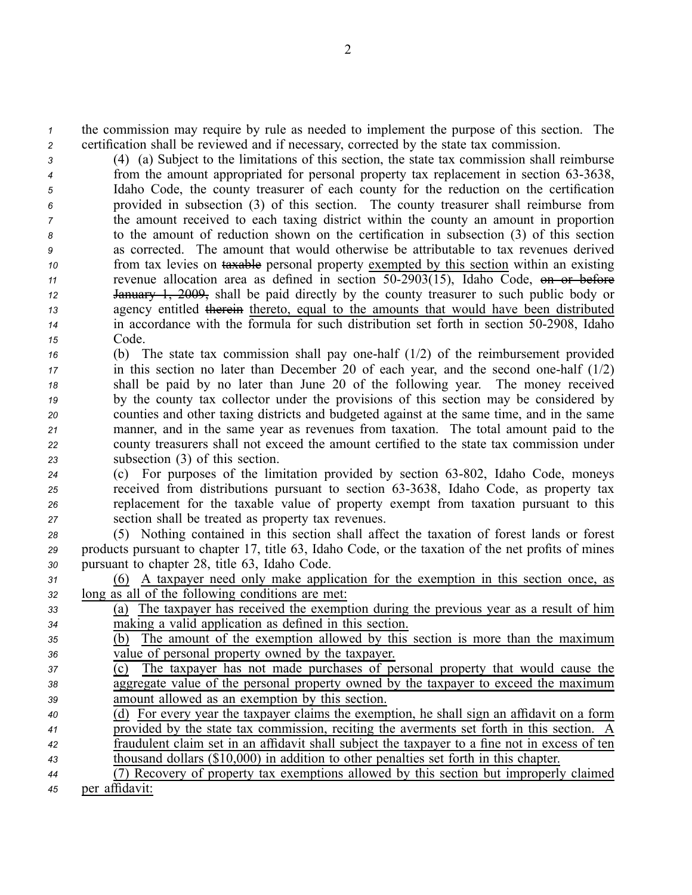the commission may require by rule as needed to implement the purpose of this section. The certification shall be reviewed and if necessary, corrected by the state tax commission.

(4) (a) Subject to the limitations of this section, the state tax commission shall reimburse from the amount appropriated for personal property tax replacement in section 63-3638, Idaho Code, the county treasurer of each county for the reduction on the certification provided in subsection (3) of this section. The county treasurer shall reimburse from the amount received to each taxing district within the county an amount in proportion to the amount of reduction shown on the certification in subsection (3) of this section as corrected. The amount that would otherwise be attributable to tax revenues derived from tax levies on ~~taxable~~ personal property exempted by this section within an existing revenue allocation area as defined in section 50-2903(15), Idaho Code, ~~on or before January 1, 2009,~~ shall be paid directly by the county treasurer to such public body or agency entitled ~~therein~~ thereto, equal to the amounts that would have been distributed in accordance with the formula for such distribution set forth in section 50-2908, Idaho Code.

(b) The state tax commission shall pay one-half (1/2) of the reimbursement provided in this section no later than December 20 of each year, and the second one-half (1/2) shall be paid by no later than June 20 of the following year. The money received by the county tax collector under the provisions of this section may be considered by counties and other taxing districts and budgeted against at the same time, and in the same manner, and in the same year as revenues from taxation. The total amount paid to the county treasurers shall not exceed the amount certified to the state tax commission under subsection (3) of this section.

(c) For purposes of the limitation provided by section 63-802, Idaho Code, moneys received from distributions pursuant to section 63-3638, Idaho Code, as property tax replacement for the taxable value of property exempt from taxation pursuant to this section shall be treated as property tax revenues.

(5) Nothing contained in this section shall affect the taxation of forest lands or forest products pursuant to chapter 17, title 63, Idaho Code, or the taxation of the net profits of mines pursuant to chapter 28, title 63, Idaho Code.

<u>(6) A taxpayer need only make application for the exemption in this section once, as long as all of the following conditions are met:</u>

<u>(a) The taxpayer has received the exemption during the previous year as a result of him making a valid application as defined in this section.</u>

<u>(b) The amount of the exemption allowed by this section is more than the maximum value of personal property owned by the taxpayer.</u>

<u>(c) The taxpayer has not made purchases of personal property that would cause the aggregate value of the personal property owned by the taxpayer to exceed the maximum amount allowed as an exemption by this section.</u>

<u>(d) For every year the taxpayer claims the exemption, he shall sign an affidavit on a form provided by the state tax commission, reciting the averments set forth in this section. A fraudulent claim set in an affidavit shall subject the taxpayer to a fine not in excess of ten thousand dollars ($10,000) in addition to other penalties set forth in this chapter.</u>

<u>(7) Recovery of property tax exemptions allowed by this section but improperly claimed per affidavit:</u>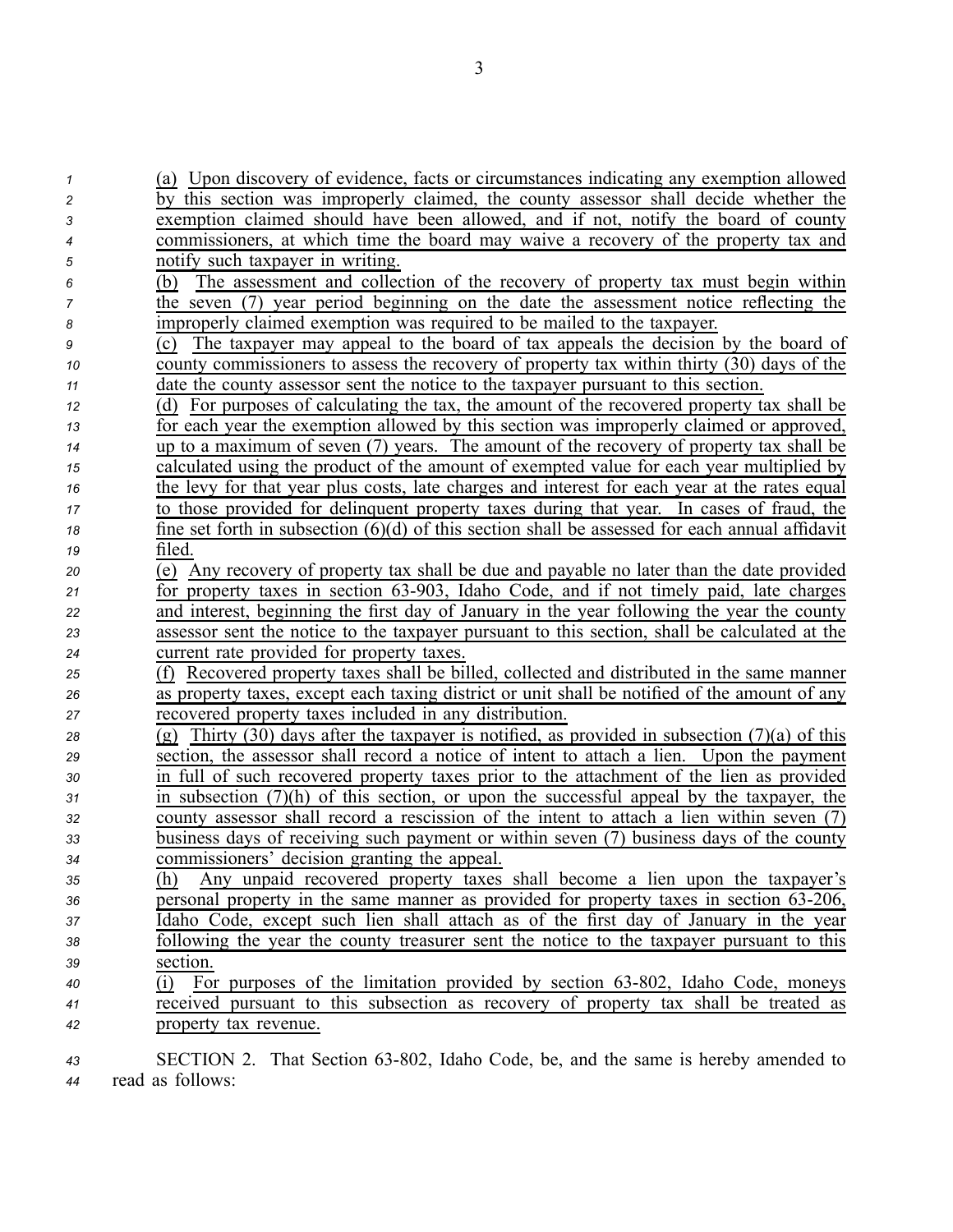(a) Upon discovery of evidence, facts or circumstances indicating any exemption allowed by this section was improperly claimed, the county assessor shall decide whether the exemption claimed should have been allowed, and if not, notify the board of county commissioners, at which time the board may waive a recovery of the property tax and notify such taxpayer in writing.

(b) The assessment and collection of the recovery of property tax must begin within the seven (7) year period beginning on the date the assessment notice reflecting the improperly claimed exemption was required to be mailed to the taxpayer.

(c) The taxpayer may appeal to the board of tax appeals the decision by the board of county commissioners to assess the recovery of property tax within thirty (30) days of the date the county assessor sent the notice to the taxpayer pursuant to this section.

(d) For purposes of calculating the tax, the amount of the recovered property tax shall be for each year the exemption allowed by this section was improperly claimed or approved, up to a maximum of seven (7) years. The amount of the recovery of property tax shall be calculated using the product of the amount of exempted value for each year multiplied by the levy for that year plus costs, late charges and interest for each year at the rates equal to those provided for delinquent property taxes during that year. In cases of fraud, the fine set forth in subsection (6)(d) of this section shall be assessed for each annual affidavit filed.

(e) Any recovery of property tax shall be due and payable no later than the date provided for property taxes in section 63-903, Idaho Code, and if not timely paid, late charges and interest, beginning the first day of January in the year following the year the county assessor sent the notice to the taxpayer pursuant to this section, shall be calculated at the current rate provided for property taxes.

(f) Recovered property taxes shall be billed, collected and distributed in the same manner as property taxes, except each taxing district or unit shall be notified of the amount of any recovered property taxes included in any distribution.

(g) Thirty (30) days after the taxpayer is notified, as provided in subsection (7)(a) of this section, the assessor shall record a notice of intent to attach a lien. Upon the payment in full of such recovered property taxes prior to the attachment of the lien as provided in subsection (7)(h) of this section, or upon the successful appeal by the taxpayer, the county assessor shall record a rescission of the intent to attach a lien within seven (7) business days of receiving such payment or within seven (7) business days of the county commissioners' decision granting the appeal.

(h) Any unpaid recovered property taxes shall become a lien upon the taxpayer's personal property in the same manner as provided for property taxes in section 63-206, Idaho Code, except such lien shall attach as of the first day of January in the year following the year the county treasurer sent the notice to the taxpayer pursuant to this section.

(i) For purposes of the limitation provided by section 63-802, Idaho Code, moneys received pursuant to this subsection as recovery of property tax shall be treated as property tax revenue.

SECTION 2. That Section 63-802, Idaho Code, be, and the same is hereby amended to read as follows: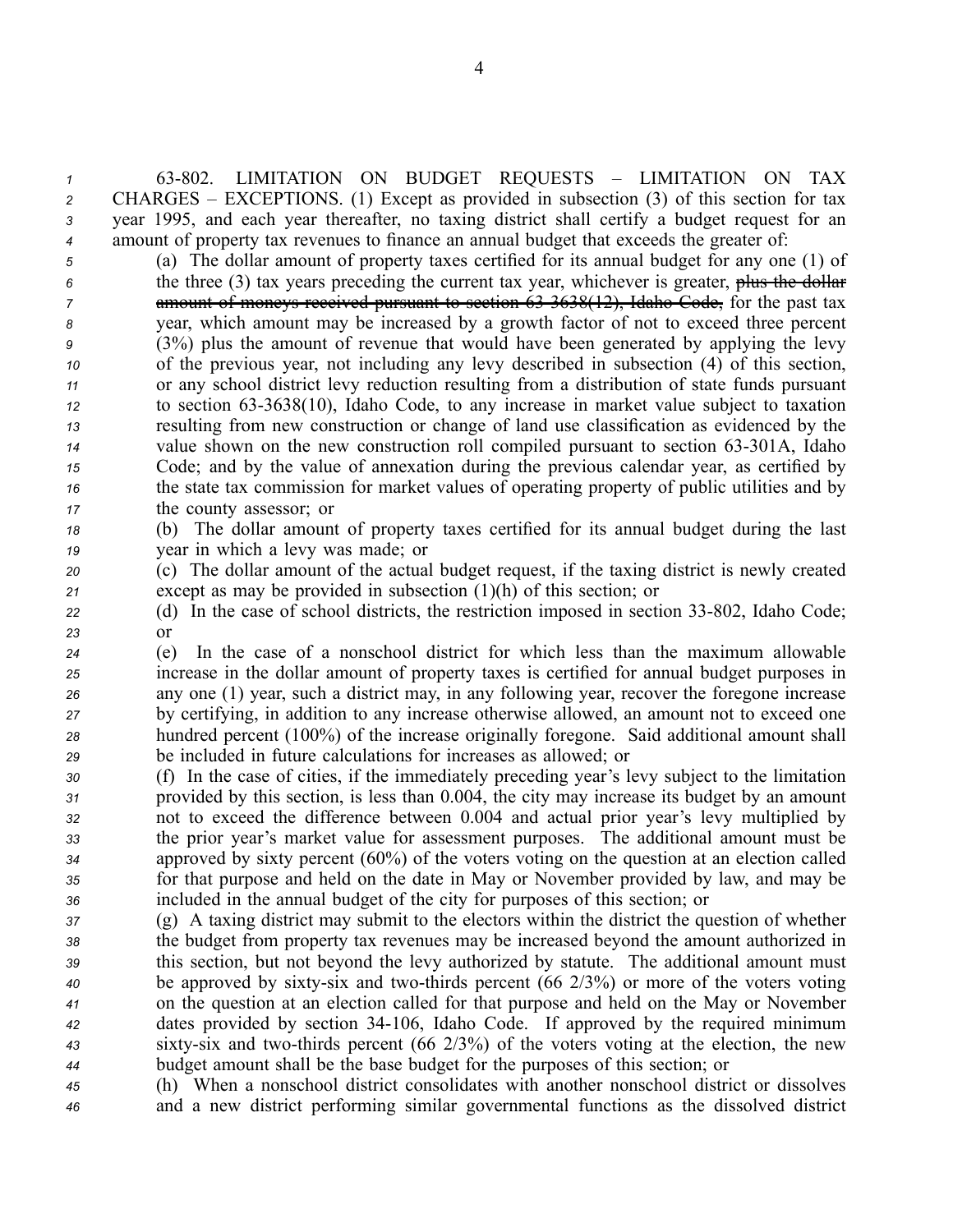63-802. LIMITATION ON BUDGET REQUESTS – LIMITATION ON TAX CHARGES – EXCEPTIONS. (1) Except as provided in subsection (3) of this section for tax year 1995, and each year thereafter, no taxing district shall certify a budget request for an amount of property tax revenues to finance an annual budget that exceeds the greater of:

(a) The dollar amount of property taxes certified for its annual budget for any one (1) of the three (3) tax years preceding the current tax year, whichever is greater, ~~plus the dollar amount of moneys received pursuant to section 63-3638(12), Idaho Code,~~ for the past tax year, which amount may be increased by a growth factor of not to exceed three percent (3%) plus the amount of revenue that would have been generated by applying the levy of the previous year, not including any levy described in subsection (4) of this section, or any school district levy reduction resulting from a distribution of state funds pursuant to section 63-3638(10), Idaho Code, to any increase in market value subject to taxation resulting from new construction or change of land use classification as evidenced by the value shown on the new construction roll compiled pursuant to section 63-301A, Idaho Code; and by the value of annexation during the previous calendar year, as certified by the state tax commission for market values of operating property of public utilities and by the county assessor; or

(b) The dollar amount of property taxes certified for its annual budget during the last year in which a levy was made; or

(c) The dollar amount of the actual budget request, if the taxing district is newly created except as may be provided in subsection (1)(h) of this section; or

(d) In the case of school districts, the restriction imposed in section 33-802, Idaho Code; or

(e) In the case of a nonschool district for which less than the maximum allowable increase in the dollar amount of property taxes is certified for annual budget purposes in any one (1) year, such a district may, in any following year, recover the foregone increase by certifying, in addition to any increase otherwise allowed, an amount not to exceed one hundred percent (100%) of the increase originally foregone. Said additional amount shall be included in future calculations for increases as allowed; or

(f) In the case of cities, if the immediately preceding year's levy subject to the limitation provided by this section, is less than 0.004, the city may increase its budget by an amount not to exceed the difference between 0.004 and actual prior year's levy multiplied by the prior year's market value for assessment purposes. The additional amount must be approved by sixty percent (60%) of the voters voting on the question at an election called for that purpose and held on the date in May or November provided by law, and may be included in the annual budget of the city for purposes of this section; or

(g) A taxing district may submit to the electors within the district the question of whether the budget from property tax revenues may be increased beyond the amount authorized in this section, but not beyond the levy authorized by statute. The additional amount must be approved by sixty-six and two-thirds percent (66 2/3%) or more of the voters voting on the question at an election called for that purpose and held on the May or November dates provided by section 34-106, Idaho Code. If approved by the required minimum sixty-six and two-thirds percent (66 2/3%) of the voters voting at the election, the new budget amount shall be the base budget for the purposes of this section; or

(h) When a nonschool district consolidates with another nonschool district or dissolves and a new district performing similar governmental functions as the dissolved district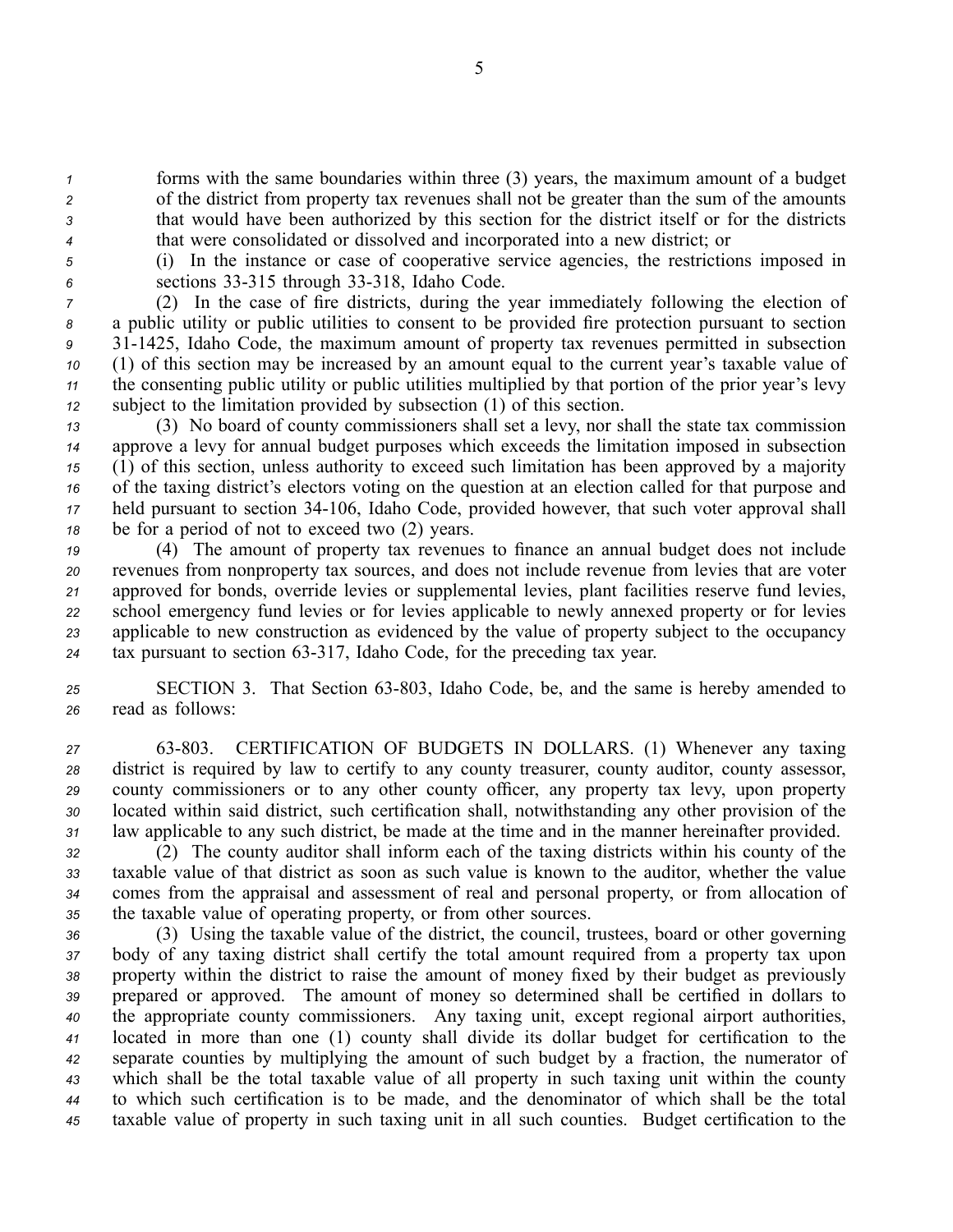forms with the same boundaries within three (3) years, the maximum amount of a budget of the district from property tax revenues shall not be greater than the sum of the amounts that would have been authorized by this section for the district itself or for the districts that were consolidated or dissolved and incorporated into a new district; or

(i) In the instance or case of cooperative service agencies, the restrictions imposed in sections 33-315 through 33-318, Idaho Code.

(2) In the case of fire districts, during the year immediately following the election of a public utility or public utilities to consent to be provided fire protection pursuant to section 31-1425, Idaho Code, the maximum amount of property tax revenues permitted in subsection (1) of this section may be increased by an amount equal to the current year's taxable value of the consenting public utility or public utilities multiplied by that portion of the prior year's levy subject to the limitation provided by subsection (1) of this section.

(3) No board of county commissioners shall set a levy, nor shall the state tax commission approve a levy for annual budget purposes which exceeds the limitation imposed in subsection (1) of this section, unless authority to exceed such limitation has been approved by a majority of the taxing district's electors voting on the question at an election called for that purpose and held pursuant to section 34-106, Idaho Code, provided however, that such voter approval shall be for a period of not to exceed two (2) years.

(4) The amount of property tax revenues to finance an annual budget does not include revenues from nonproperty tax sources, and does not include revenue from levies that are voter approved for bonds, override levies or supplemental levies, plant facilities reserve fund levies, school emergency fund levies or for levies applicable to newly annexed property or for levies applicable to new construction as evidenced by the value of property subject to the occupancy tax pursuant to section 63-317, Idaho Code, for the preceding tax year.

SECTION 3. That Section 63-803, Idaho Code, be, and the same is hereby amended to read as follows:

63-803. CERTIFICATION OF BUDGETS IN DOLLARS. (1) Whenever any taxing district is required by law to certify to any county treasurer, county auditor, county assessor, county commissioners or to any other county officer, any property tax levy, upon property located within said district, such certification shall, notwithstanding any other provision of the law applicable to any such district, be made at the time and in the manner hereinafter provided.

(2) The county auditor shall inform each of the taxing districts within his county of the taxable value of that district as soon as such value is known to the auditor, whether the value comes from the appraisal and assessment of real and personal property, or from allocation of the taxable value of operating property, or from other sources.

(3) Using the taxable value of the district, the council, trustees, board or other governing body of any taxing district shall certify the total amount required from a property tax upon property within the district to raise the amount of money fixed by their budget as previously prepared or approved. The amount of money so determined shall be certified in dollars to the appropriate county commissioners. Any taxing unit, except regional airport authorities, located in more than one (1) county shall divide its dollar budget for certification to the separate counties by multiplying the amount of such budget by a fraction, the numerator of which shall be the total taxable value of all property in such taxing unit within the county to which such certification is to be made, and the denominator of which shall be the total taxable value of property in such taxing unit in all such counties. Budget certification to the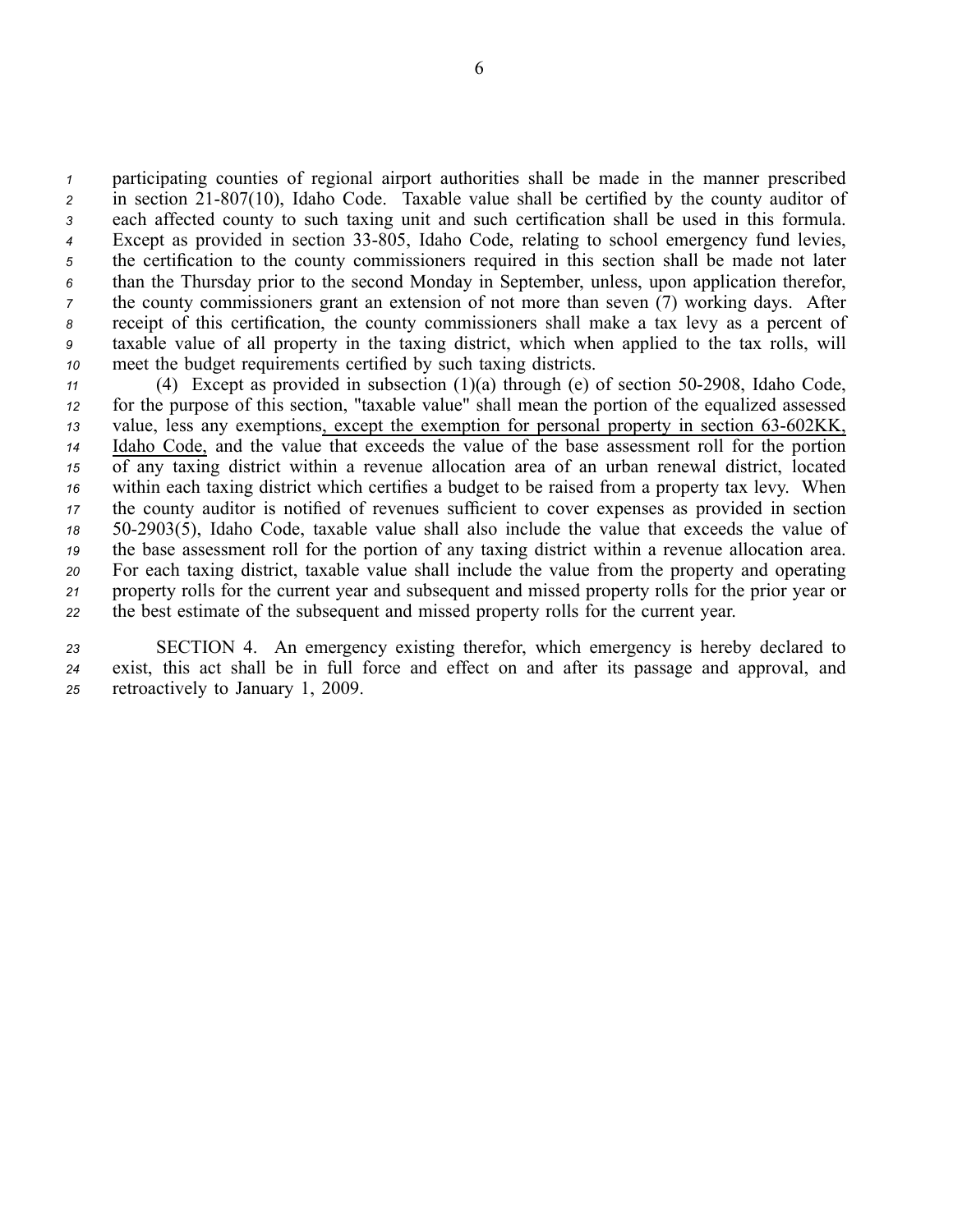participating counties of regional airport authorities shall be made in the manner prescribed in section 21-807(10), Idaho Code. Taxable value shall be certified by the county auditor of each affected county to such taxing unit and such certification shall be used in this formula. Except as provided in section 33-805, Idaho Code, relating to school emergency fund levies, the certification to the county commissioners required in this section shall be made not later than the Thursday prior to the second Monday in September, unless, upon application therefor, the county commissioners grant an extension of not more than seven (7) working days. After receipt of this certification, the county commissioners shall make a tax levy as a percent of taxable value of all property in the taxing district, which when applied to the tax rolls, will meet the budget requirements certified by such taxing districts.

(4) Except as provided in subsection (1)(a) through (e) of section 50-2908, Idaho Code, for the purpose of this section, "taxable value" shall mean the portion of the equalized assessed value, less any exemptions, except the exemption for personal property in section 63-602KK, Idaho Code, and the value that exceeds the value of the base assessment roll for the portion of any taxing district within a revenue allocation area of an urban renewal district, located within each taxing district which certifies a budget to be raised from a property tax levy. When the county auditor is notified of revenues sufficient to cover expenses as provided in section 50-2903(5), Idaho Code, taxable value shall also include the value that exceeds the value of the base assessment roll for the portion of any taxing district within a revenue allocation area. For each taxing district, taxable value shall include the value from the property and operating property rolls for the current year and subsequent and missed property rolls for the prior year or the best estimate of the subsequent and missed property rolls for the current year.

SECTION 4. An emergency existing therefor, which emergency is hereby declared to exist, this act shall be in full force and effect on and after its passage and approval, and retroactively to January 1, 2009.